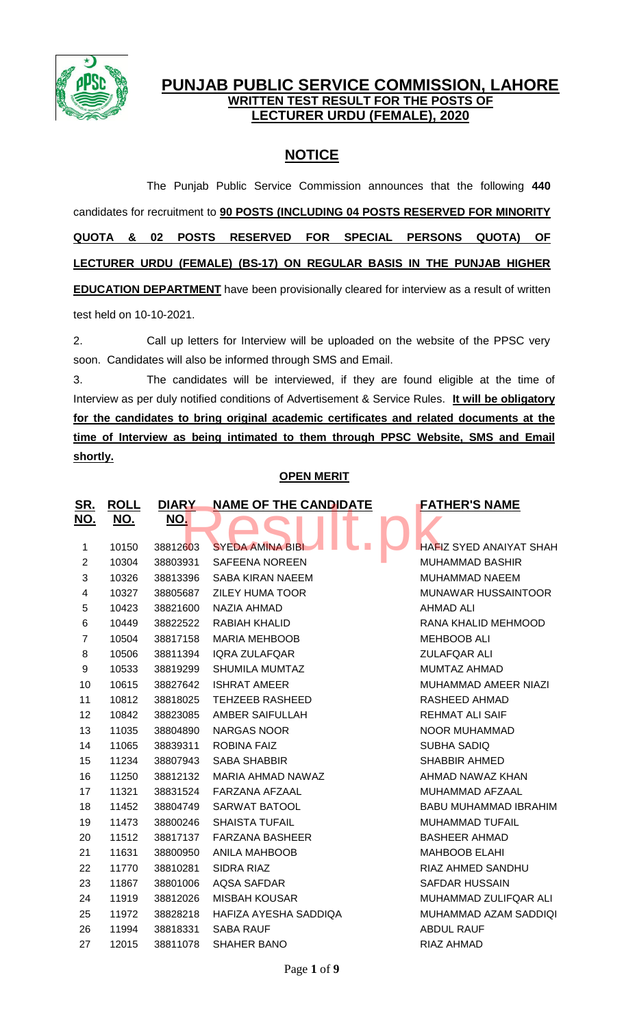# PUNJAB PUBLIC SERVICE COMMISSION, LAHORE

## WRITTEN TEST RESULT FOR THE POSTS OF LECTURER URDU (FEMALE), 2020

## NOTICE

The Punjab Public Service Commission announces that the following **440** candidates for recruitment to **90 POSTS (INCLUDING 04 POSTS RESERVED FOR MINORITY QUOTA & 02 POSTS RESERVED FOR SPECIAL PERSONS QUOTA) OF LECTURER URDU (FEMALE) (BS-17) ON REGULAR BASIS IN THE PUNJAB HIGHER EDUCATION DEPARTMENT** have been provisionally cleared for interview as a result of written test held on 10-10-2021.

2. Call up letters for Interview will be uploaded on the website of the PPSC very soon. Candidates will also be informed through SMS and Email.

3. The candidates will be interviewed, if they are found eligible at the time of Interview as per duly notified conditions of Advertisement & Service Rules. **It will be obligatory for the candidates to bring original academic certificates and related documents at the time of Interview as being intimated to them through PPSC Website, SMS and Email shortly.**

### OPEN MERIT

| SR. NO. | ROLL NO. | DIARY NO. | NAME OF THE CANDIDATE | FATHER'S NAME |
|---|---|---|---|---|
| 1 | 10150 | 38812603 | SYEDA AMINA BIBI | HAFIZ SYED ANAIYAT SHAH |
| 2 | 10304 | 38803931 | SAFEENA NOREEN | MUHAMMAD BASHIR |
| 3 | 10326 | 38813396 | SABA KIRAN NAEEM | MUHAMMAD NAEEM |
| 4 | 10327 | 38805687 | ZILEY HUMA TOOR | MUNAWAR HUSSAINTOOR |
| 5 | 10423 | 38821600 | NAZIA AHMAD | AHMAD ALI |
| 6 | 10449 | 38822522 | RABIAH KHALID | RANA KHALID MEHMOOD |
| 7 | 10504 | 38817158 | MARIA MEHBOOB | MEHBOOB ALI |
| 8 | 10506 | 38811394 | IQRA ZULAFQAR | ZULAFQAR ALI |
| 9 | 10533 | 38819299 | SHUMILA MUMTAZ | MUMTAZ AHMAD |
| 10 | 10615 | 38827642 | ISHRAT AMEER | MUHAMMAD AMEER NIAZI |
| 11 | 10812 | 38818025 | TEHZEEB RASHEED | RASHEED AHMAD |
| 12 | 10842 | 38823085 | AMBER SAIFULLAH | REHMAT ALI SAIF |
| 13 | 11035 | 38804890 | NARGAS NOOR | NOOR MUHAMMAD |
| 14 | 11065 | 38839311 | ROBINA FAIZ | SUBHA SADIQ |
| 15 | 11234 | 38807943 | SABA SHABBIR | SHABBIR AHMED |
| 16 | 11250 | 38812132 | MARIA AHMAD NAWAZ | AHMAD NAWAZ KHAN |
| 17 | 11321 | 38831524 | FARZANA AFZAAL | MUHAMMAD AFZAAL |
| 18 | 11452 | 38804749 | SARWAT BATOOL | BABU MUHAMMAD IBRAHIM |
| 19 | 11473 | 38800246 | SHAISTA TUFAIL | MUHAMMAD TUFAIL |
| 20 | 11512 | 38817137 | FARZANA BASHEER | BASHEER AHMAD |
| 21 | 11631 | 38800950 | ANILA MAHBOOB | MAHBOOB ELAHI |
| 22 | 11770 | 38810281 | SIDRA RIAZ | RIAZ AHMED SANDHU |
| 23 | 11867 | 38801006 | AQSA SAFDAR | SAFDAR HUSSAIN |
| 24 | 11919 | 38812026 | MISBAH KOUSAR | MUHAMMAD ZULIFQAR ALI |
| 25 | 11972 | 38828218 | HAFIZA AYESHA SADDIQA | MUHAMMAD AZAM SADDIQI |
| 26 | 11994 | 38818331 | SABA RAUF | ABDUL RAUF |
| 27 | 12015 | 38811078 | SHAHER BANO | RIAZ AHMAD |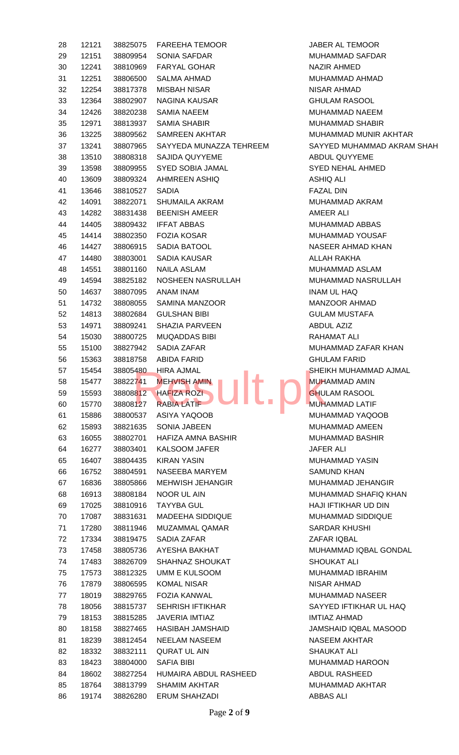| | | | | |
|---|---|---|---|---|
| 28 | 12121 | 38825075 | FAREEHA TEMOOR | JABER AL TEMOOR |
| 29 | 12151 | 38809954 | SONIA SAFDAR | MUHAMMAD SAFDAR |
| 30 | 12241 | 38810969 | FARYAL GOHAR | NAZIR AHMED |
| 31 | 12251 | 38806500 | SALMA AHMAD | MUHAMMAD AHMAD |
| 32 | 12254 | 38817378 | MISBAH NISAR | NISAR AHMAD |
| 33 | 12364 | 38802907 | NAGINA KAUSAR | GHULAM RASOOL |
| 34 | 12426 | 38820238 | SAMIA NAEEM | MUHAMMAD NAEEM |
| 35 | 12971 | 38813937 | SAMIA SHABIR | MUHAMMAD SHABIR |
| 36 | 13225 | 38809562 | SAMREEN AKHTAR | MUHAMMAD MUNIR AKHTAR |
| 37 | 13241 | 38807965 | SAYYEDA MUNAZZA TEHREEM | SAYYED MUHAMMAD AKRAM SHAH |
| 38 | 13510 | 38808318 | SAJIDA QUYYEME | ABDUL QUYYEME |
| 39 | 13598 | 38809955 | SYED SOBIA JAMAL | SYED NEHAL AHMED |
| 40 | 13609 | 38809324 | AHMREEN ASHIQ | ASHIQ ALI |
| 41 | 13646 | 38810527 | SADIA | FAZAL DIN |
| 42 | 14091 | 38822071 | SHUMAILA AKRAM | MUHAMMAD AKRAM |
| 43 | 14282 | 38831438 | BEENISH AMEER | AMEER ALI |
| 44 | 14405 | 38809432 | IFFAT ABBAS | MUHAMMAD ABBAS |
| 45 | 14414 | 38802350 | FOZIA KOSAR | MUHAMMAD YOUSAF |
| 46 | 14427 | 38806915 | SADIA BATOOL | NASEER AHMAD KHAN |
| 47 | 14480 | 38803001 | SADIA KAUSAR | ALLAH RAKHA |
| 48 | 14551 | 38801160 | NAILA ASLAM | MUHAMMAD ASLAM |
| 49 | 14594 | 38825182 | NOSHEEN NASRULLAH | MUHAMMAD NASRULLAH |
| 50 | 14637 | 38807095 | ANAM INAM | INAM UL HAQ |
| 51 | 14732 | 38808055 | SAMINA MANZOOR | MANZOOR AHMAD |
| 52 | 14813 | 38802684 | GULSHAN BIBI | GULAM MUSTAFA |
| 53 | 14971 | 38809241 | SHAZIA PARVEEN | ABDUL AZIZ |
| 54 | 15030 | 38800725 | MUQADDAS BIBI | RAHAMAT ALI |
| 55 | 15100 | 38827942 | SADIA ZAFAR | MUHAMMAD ZAFAR KHAN |
| 56 | 15363 | 38818758 | ABIDA FARID | GHULAM FARID |
| 57 | 15454 | 38805480 | HIRA AJMAL | SHEIKH MUHAMMAD AJMAL |
| 58 | 15477 | 38822741 | MEHVISH AMIN | MUHAMMAD AMIN |
| 59 | 15593 | 38808812 | HAFIZA ROZI | GHULAM RASOOL |
| 60 | 15770 | 38808127 | RABIA LATIF | MUHAMMAD LATIF |
| 61 | 15886 | 38800537 | ASIYA YAQOOB | MUHAMMAD YAQOOB |
| 62 | 15893 | 38821635 | SONIA JABEEN | MUHAMMAD AMEEN |
| 63 | 16055 | 38802701 | HAFIZA AMNA BASHIR | MUHAMMAD BASHIR |
| 64 | 16277 | 38803401 | KALSOOM JAFER | JAFER ALI |
| 65 | 16407 | 38804435 | KIRAN YASIN | MUHAMMAD YASIN |
| 66 | 16752 | 38804591 | NASEEBA MARYEM | SAMUND KHAN |
| 67 | 16836 | 38805866 | MEHWISH JEHANGIR | MUHAMMAD JEHANGIR |
| 68 | 16913 | 38808184 | NOOR UL AIN | MUHAMMAD SHAFIQ KHAN |
| 69 | 17025 | 38810916 | TAYYBA GUL | HAJI IFTIKHAR UD DIN |
| 70 | 17087 | 38831631 | MADEEHA SIDDIQUE | MUHAMMAD SIDDIQUE |
| 71 | 17280 | 38811946 | MUZAMMAL QAMAR | SARDAR KHUSHI |
| 72 | 17334 | 38819475 | SADIA ZAFAR | ZAFAR IQBAL |
| 73 | 17458 | 38805736 | AYESHA BAKHAT | MUHAMMAD IQBAL GONDAL |
| 74 | 17483 | 38826709 | SHAHNAZ SHOUKAT | SHOUKAT ALI |
| 75 | 17573 | 38812325 | UMM E KULSOOM | MUHAMMAD IBRAHIM |
| 76 | 17879 | 38806595 | KOMAL NISAR | NISAR AHMAD |
| 77 | 18019 | 38829765 | FOZIA KANWAL | MUHAMMAD NASEER |
| 78 | 18056 | 38815737 | SEHRISH IFTIKHAR | SAYYED IFTIKHAR UL HAQ |
| 79 | 18153 | 38815285 | JAVERIA IMTIAZ | IMTIAZ AHMAD |
| 80 | 18158 | 38827465 | HASIBAH JAMSHAID | JAMSHAID IQBAL MASOOD |
| 81 | 18239 | 38812454 | NEELAM NASEEM | NASEEM AKHTAR |
| 82 | 18332 | 38832111 | QURAT UL AIN | SHAUKAT ALI |
| 83 | 18423 | 38804000 | SAFIA BIBI | MUHAMMAD HAROON |
| 84 | 18602 | 38827254 | HUMAIRA ABDUL RASHEED | ABDUL RASHEED |
| 85 | 18764 | 38813799 | SHAMIM AKHTAR | MUHAMMAD AKHTAR |
| 86 | 19174 | 38826280 | ERUM SHAHZADI | ABBAS ALI |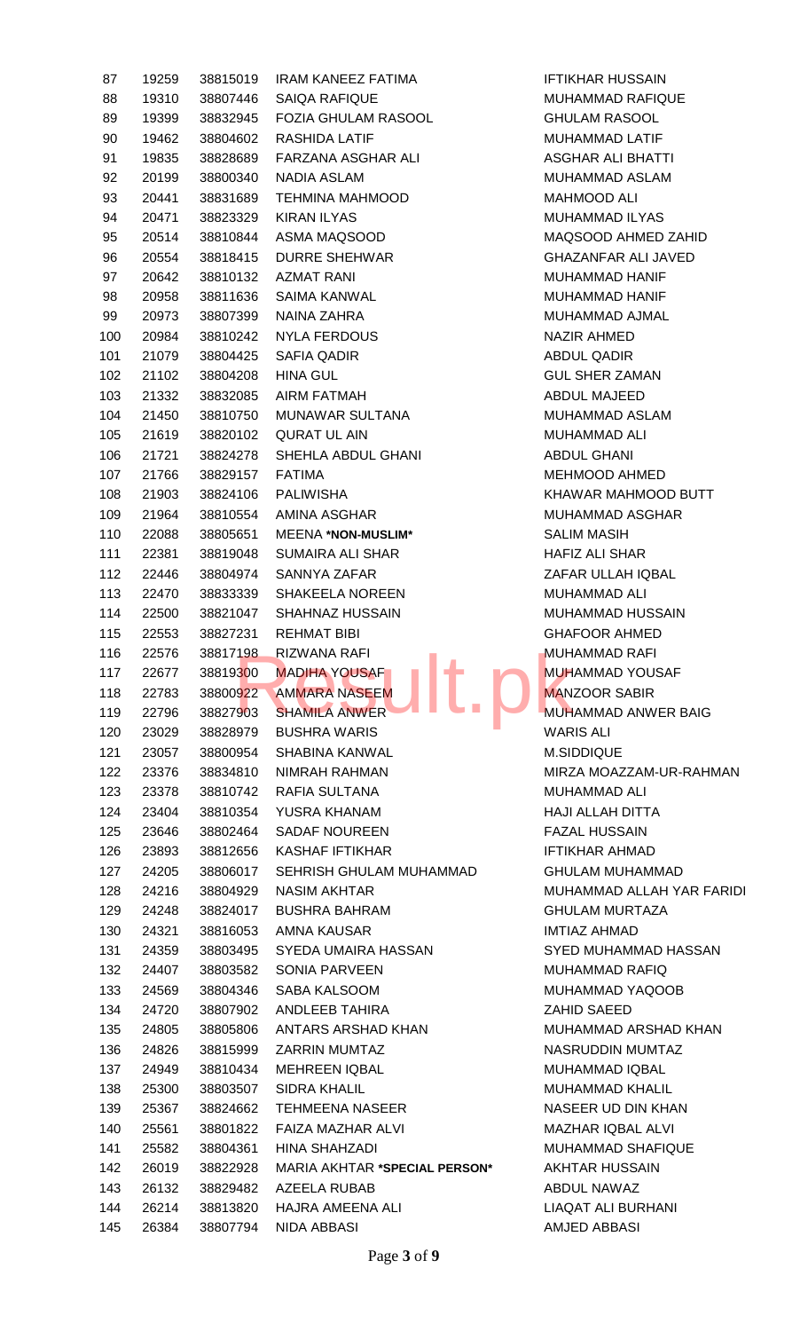| | | | | |
|---|---|---|---|---|
| 87 | 19259 | 38815019 | IRAM KANEEZ FATIMA | IFTIKHAR HUSSAIN |
| 88 | 19310 | 38807446 | SAIQA RAFIQUE | MUHAMMAD RAFIQUE |
| 89 | 19399 | 38832945 | FOZIA GHULAM RASOOL | GHULAM RASOOL |
| 90 | 19462 | 38804602 | RASHIDA LATIF | MUHAMMAD LATIF |
| 91 | 19835 | 38828689 | FARZANA ASGHAR ALI | ASGHAR ALI BHATTI |
| 92 | 20199 | 38800340 | NADIA ASLAM | MUHAMMAD ASLAM |
| 93 | 20441 | 38831689 | TEHMINA MAHMOOD | MAHMOOD ALI |
| 94 | 20471 | 38823329 | KIRAN ILYAS | MUHAMMAD ILYAS |
| 95 | 20514 | 38810844 | ASMA MAQSOOD | MAQSOOD AHMED ZAHID |
| 96 | 20554 | 38818415 | DURRE SHEHWAR | GHAZANFAR ALI JAVED |
| 97 | 20642 | 38810132 | AZMAT RANI | MUHAMMAD HANIF |
| 98 | 20958 | 38811636 | SAIMA KANWAL | MUHAMMAD HANIF |
| 99 | 20973 | 38807399 | NAINA ZAHRA | MUHAMMAD AJMAL |
| 100 | 20984 | 38810242 | NYLA FERDOUS | NAZIR AHMED |
| 101 | 21079 | 38804425 | SAFIA QADIR | ABDUL QADIR |
| 102 | 21102 | 38804208 | HINA GUL | GUL SHER ZAMAN |
| 103 | 21332 | 38832085 | AIRM FATMAH | ABDUL MAJEED |
| 104 | 21450 | 38810750 | MUNAWAR SULTANA | MUHAMMAD ASLAM |
| 105 | 21619 | 38820102 | QURAT UL AIN | MUHAMMAD ALI |
| 106 | 21721 | 38824278 | SHEHLA ABDUL GHANI | ABDUL GHANI |
| 107 | 21766 | 38829157 | FATIMA | MEHMOOD AHMED |
| 108 | 21903 | 38824106 | PALIWISHA | KHAWAR MAHMOOD BUTT |
| 109 | 21964 | 38810554 | AMINA ASGHAR | MUHAMMAD ASGHAR |
| 110 | 22088 | 38805651 | MEENA **\*NON-MUSLIM\*** | SALIM MASIH |
| 111 | 22381 | 38819048 | SUMAIRA ALI SHAR | HAFIZ ALI SHAR |
| 112 | 22446 | 38804974 | SANNYA ZAFAR | ZAFAR ULLAH IQBAL |
| 113 | 22470 | 38833339 | SHAKEELA NOREEN | MUHAMMAD ALI |
| 114 | 22500 | 38821047 | SHAHNAZ HUSSAIN | MUHAMMAD HUSSAIN |
| 115 | 22553 | 38827231 | REHMAT BIBI | GHAFOOR AHMED |
| 116 | 22576 | 38817198 | RIZWANA RAFI | MUHAMMAD RAFI |
| 117 | 22677 | 38819300 | MADIHA YOUSAF | MUHAMMAD YOUSAF |
| 118 | 22783 | 38800922 | AMMARA NASEEM | MANZOOR SABIR |
| 119 | 22796 | 38827903 | SHAMILA ANWER | MUHAMMAD ANWER BAIG |
| 120 | 23029 | 38828979 | BUSHRA WARIS | WARIS ALI |
| 121 | 23057 | 38800954 | SHABINA KANWAL | M.SIDDIQUE |
| 122 | 23376 | 38834810 | NIMRAH RAHMAN | MIRZA MOAZZAM-UR-RAHMAN |
| 123 | 23378 | 38810742 | RAFIA SULTANA | MUHAMMAD ALI |
| 124 | 23404 | 38810354 | YUSRA KHANAM | HAJI ALLAH DITTA |
| 125 | 23646 | 38802464 | SADAF NOUREEN | FAZAL HUSSAIN |
| 126 | 23893 | 38812656 | KASHAF IFTIKHAR | IFTIKHAR AHMAD |
| 127 | 24205 | 38806017 | SEHRISH GHULAM MUHAMMAD | GHULAM MUHAMMAD |
| 128 | 24216 | 38804929 | NASIM AKHTAR | MUHAMMAD ALLAH YAR FARIDI |
| 129 | 24248 | 38824017 | BUSHRA BAHRAM | GHULAM MURTAZA |
| 130 | 24321 | 38816053 | AMNA KAUSAR | IMTIAZ AHMAD |
| 131 | 24359 | 38803495 | SYEDA UMAIRA HASSAN | SYED MUHAMMAD HASSAN |
| 132 | 24407 | 38803582 | SONIA PARVEEN | MUHAMMAD RAFIQ |
| 133 | 24569 | 38804346 | SABA KALSOOM | MUHAMMAD YAQOOB |
| 134 | 24720 | 38807902 | ANDLEEB TAHIRA | ZAHID SAEED |
| 135 | 24805 | 38805806 | ANTARS ARSHAD KHAN | MUHAMMAD ARSHAD KHAN |
| 136 | 24826 | 38815999 | ZARRIN MUMTAZ | NASRUDDIN MUMTAZ |
| 137 | 24949 | 38810434 | MEHREEN IQBAL | MUHAMMAD IQBAL |
| 138 | 25300 | 38803507 | SIDRA KHALIL | MUHAMMAD KHALIL |
| 139 | 25367 | 38824662 | TEHMEENA NASEER | NASEER UD DIN KHAN |
| 140 | 25561 | 38801822 | FAIZA MAZHAR ALVI | MAZHAR IQBAL ALVI |
| 141 | 25582 | 38804361 | HINA SHAHZADI | MUHAMMAD SHAFIQUE |
| 142 | 26019 | 38822928 | MARIA AKHTAR **\*SPECIAL PERSON\*** | AKHTAR HUSSAIN |
| 143 | 26132 | 38829482 | AZEELA RUBAB | ABDUL NAWAZ |
| 144 | 26214 | 38813820 | HAJRA AMEENA ALI | LIAQAT ALI BURHANI |
| 145 | 26384 | 38807794 | NIDA ABBASI | AMJED ABBASI |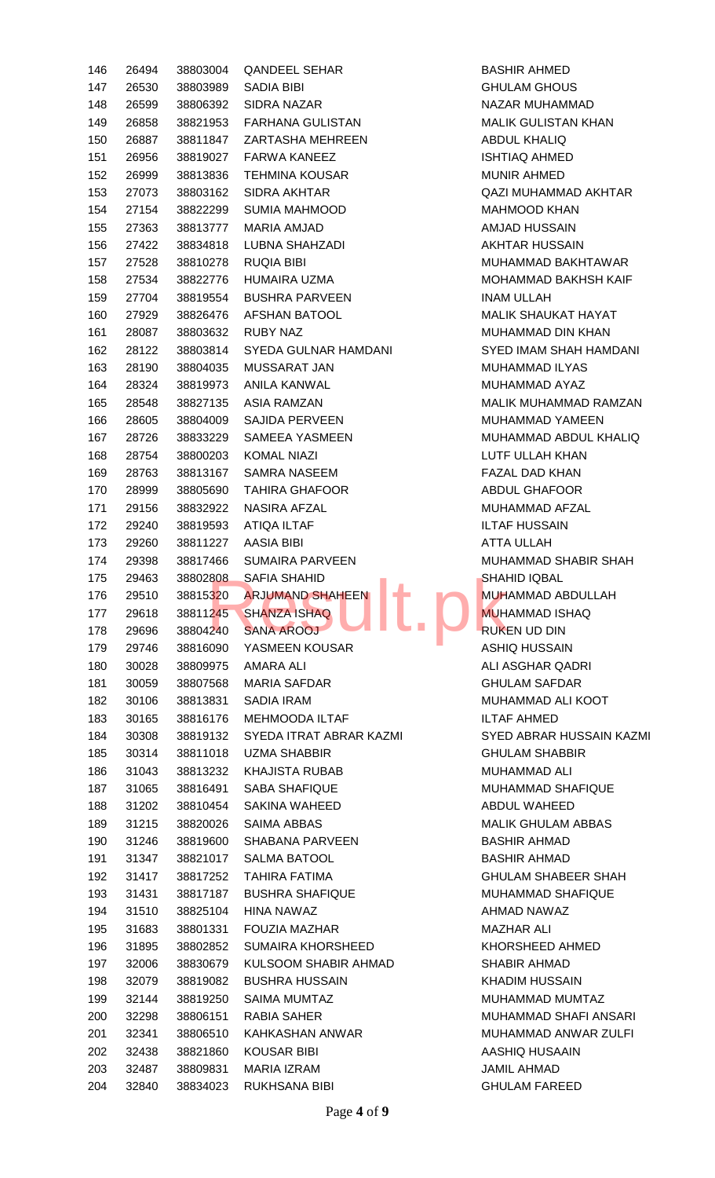| | | | | |
|---|---|---|---|---|
| 146 | 26494 | 38803004 | QANDEEL SEHAR | BASHIR AHMED |
| 147 | 26530 | 38803989 | SADIA BIBI | GHULAM GHOUS |
| 148 | 26599 | 38806392 | SIDRA NAZAR | NAZAR MUHAMMAD |
| 149 | 26858 | 38821953 | FARHANA GULISTAN | MALIK GULISTAN KHAN |
| 150 | 26887 | 38811847 | ZARTASHA MEHREEN | ABDUL KHALIQ |
| 151 | 26956 | 38819027 | FARWA KANEEZ | ISHTIAQ AHMED |
| 152 | 26999 | 38813836 | TEHMINA KOUSAR | MUNIR AHMED |
| 153 | 27073 | 38803162 | SIDRA AKHTAR | QAZI MUHAMMAD AKHTAR |
| 154 | 27154 | 38822299 | SUMIA MAHMOOD | MAHMOOD KHAN |
| 155 | 27363 | 38813777 | MARIA AMJAD | AMJAD HUSSAIN |
| 156 | 27422 | 38834818 | LUBNA SHAHZADI | AKHTAR HUSSAIN |
| 157 | 27528 | 38810278 | RUQIA BIBI | MUHAMMAD BAKHTAWAR |
| 158 | 27534 | 38822776 | HUMAIRA UZMA | MOHAMMAD BAKHSH KAIF |
| 159 | 27704 | 38819554 | BUSHRA PARVEEN | INAM ULLAH |
| 160 | 27929 | 38826476 | AFSHAN BATOOL | MALIK SHAUKAT HAYAT |
| 161 | 28087 | 38803632 | RUBY NAZ | MUHAMMAD DIN KHAN |
| 162 | 28122 | 38803814 | SYEDA GULNAR HAMDANI | SYED IMAM SHAH HAMDANI |
| 163 | 28190 | 38804035 | MUSSARAT JAN | MUHAMMAD ILYAS |
| 164 | 28324 | 38819973 | ANILA KANWAL | MUHAMMAD AYAZ |
| 165 | 28548 | 38827135 | ASIA RAMZAN | MALIK MUHAMMAD RAMZAN |
| 166 | 28605 | 38804009 | SAJIDA PERVEEN | MUHAMMAD YAMEEN |
| 167 | 28726 | 38833229 | SAMEEA YASMEEN | MUHAMMAD ABDUL KHALIQ |
| 168 | 28754 | 38800203 | KOMAL NIAZI | LUTF ULLAH KHAN |
| 169 | 28763 | 38813167 | SAMRA NASEEM | FAZAL DAD KHAN |
| 170 | 28999 | 38805690 | TAHIRA GHAFOOR | ABDUL GHAFOOR |
| 171 | 29156 | 38832922 | NASIRA AFZAL | MUHAMMAD AFZAL |
| 172 | 29240 | 38819593 | ATIQA ILTAF | ILTAF HUSSAIN |
| 173 | 29260 | 38811227 | AASIA BIBI | ATTA ULLAH |
| 174 | 29398 | 38817466 | SUMAIRA PARVEEN | MUHAMMAD SHABIR SHAH |
| 175 | 29463 | 38802808 | SAFIA SHAHID | SHAHID IQBAL |
| 176 | 29510 | 38815320 | ARJUMAND SHAHEEN | MUHAMMAD ABDULLAH |
| 177 | 29618 | 38811245 | SHANZA ISHAQ | MUHAMMAD ISHAQ |
| 178 | 29696 | 38804240 | SANA AROOJ | RUKEN UD DIN |
| 179 | 29746 | 38816090 | YASMEEN KOUSAR | ASHIQ HUSSAIN |
| 180 | 30028 | 38809975 | AMARA ALI | ALI ASGHAR QADRI |
| 181 | 30059 | 38807568 | MARIA SAFDAR | GHULAM SAFDAR |
| 182 | 30106 | 38813831 | SADIA IRAM | MUHAMMAD ALI KOOT |
| 183 | 30165 | 38816176 | MEHMOODA ILTAF | ILTAF AHMED |
| 184 | 30308 | 38819132 | SYEDA ITRAT ABRAR KAZMI | SYED ABRAR HUSSAIN KAZMI |
| 185 | 30314 | 38811018 | UZMA SHABBIR | GHULAM SHABBIR |
| 186 | 31043 | 38813232 | KHAJISTA RUBAB | MUHAMMAD ALI |
| 187 | 31065 | 38816491 | SABA SHAFIQUE | MUHAMMAD SHAFIQUE |
| 188 | 31202 | 38810454 | SAKINA WAHEED | ABDUL WAHEED |
| 189 | 31215 | 38820026 | SAIMA ABBAS | MALIK GHULAM ABBAS |
| 190 | 31246 | 38819600 | SHABANA PARVEEN | BASHIR AHMAD |
| 191 | 31347 | 38821017 | SALMA BATOOL | BASHIR AHMAD |
| 192 | 31417 | 38817252 | TAHIRA FATIMA | GHULAM SHABEER SHAH |
| 193 | 31431 | 38817187 | BUSHRA SHAFIQUE | MUHAMMAD SHAFIQUE |
| 194 | 31510 | 38825104 | HINA NAWAZ | AHMAD NAWAZ |
| 195 | 31683 | 38801331 | FOUZIA MAZHAR | MAZHAR ALI |
| 196 | 31895 | 38802852 | SUMAIRA KHORSHEED | KHORSHEED AHMED |
| 197 | 32006 | 38830679 | KULSOOM SHABIR AHMAD | SHABIR AHMAD |
| 198 | 32079 | 38819082 | BUSHRA HUSSAIN | KHADIM HUSSAIN |
| 199 | 32144 | 38819250 | SAIMA MUMTAZ | MUHAMMAD MUMTAZ |
| 200 | 32298 | 38806151 | RABIA SAHER | MUHAMMAD SHAFI ANSARI |
| 201 | 32341 | 38806510 | KAHKASHAN ANWAR | MUHAMMAD ANWAR ZULFI |
| 202 | 32438 | 38821860 | KOUSAR BIBI | AASHIQ HUSAAIN |
| 203 | 32487 | 38809831 | MARIA IZRAM | JAMIL AHMAD |
| 204 | 32840 | 38834023 | RUKHSANA BIBI | GHULAM FAREED |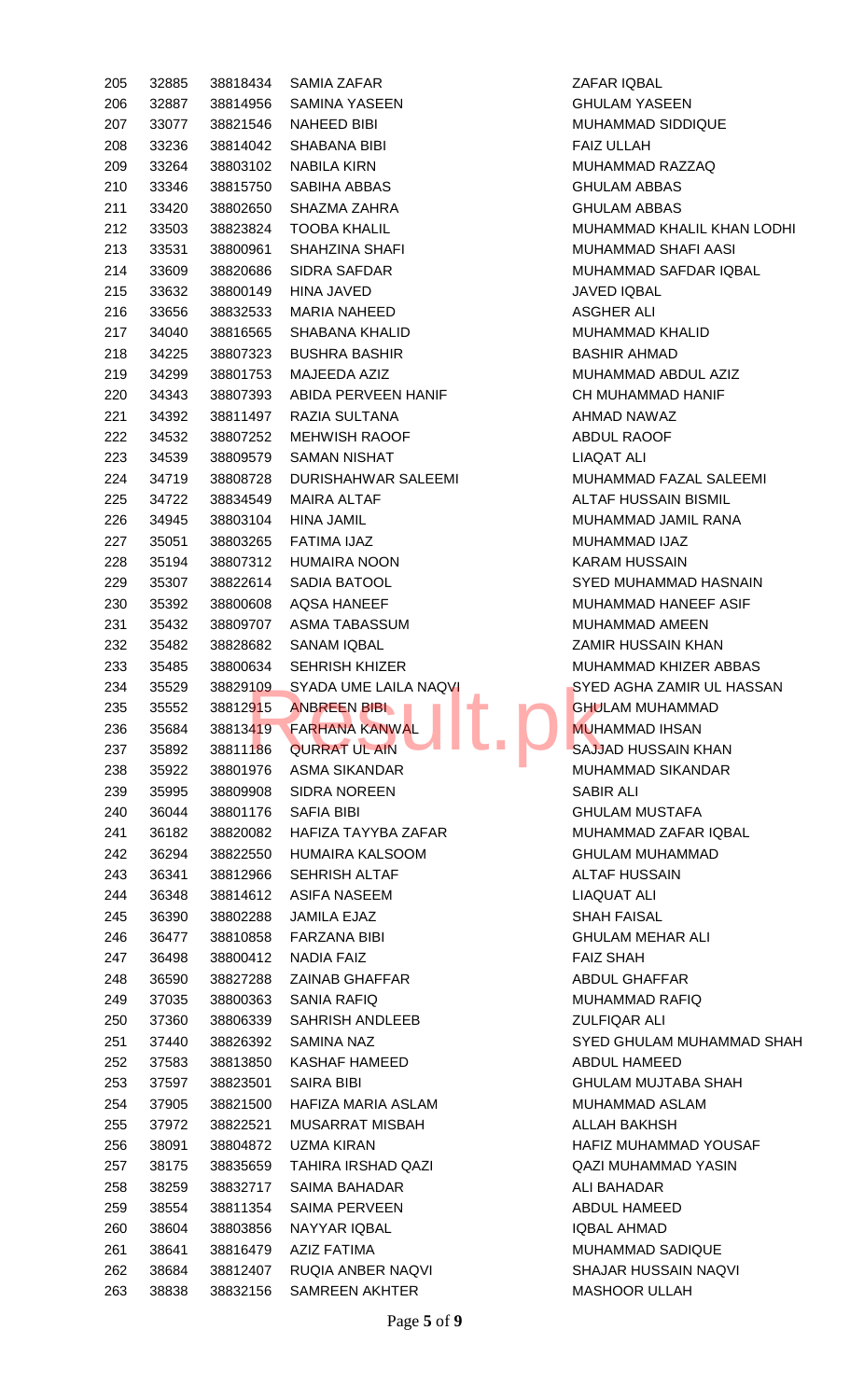| 205 | 32885 | 38818434 | SAMIA ZAFAR | ZAFAR IQBAL |
|---|---|---|---|---|
| 206 | 32887 | 38814956 | SAMINA YASEEN | GHULAM YASEEN |
| 207 | 33077 | 38821546 | NAHEED BIBI | MUHAMMAD SIDDIQUE |
| 208 | 33236 | 38814042 | SHABANA BIBI | FAIZ ULLAH |
| 209 | 33264 | 38803102 | NABILA KIRN | MUHAMMAD RAZZAQ |
| 210 | 33346 | 38815750 | SABIHA ABBAS | GHULAM ABBAS |
| 211 | 33420 | 38802650 | SHAZMA ZAHRA | GHULAM ABBAS |
| 212 | 33503 | 38823824 | TOOBA KHALIL | MUHAMMAD KHALIL KHAN LODHI |
| 213 | 33531 | 38800961 | SHAHZINA SHAFI | MUHAMMAD SHAFI AASI |
| 214 | 33609 | 38820686 | SIDRA SAFDAR | MUHAMMAD SAFDAR IQBAL |
| 215 | 33632 | 38800149 | HINA JAVED | JAVED IQBAL |
| 216 | 33656 | 38832533 | MARIA NAHEED | ASGHER ALI |
| 217 | 34040 | 38816565 | SHABANA KHALID | MUHAMMAD KHALID |
| 218 | 34225 | 38807323 | BUSHRA BASHIR | BASHIR AHMAD |
| 219 | 34299 | 38801753 | MAJEEDA AZIZ | MUHAMMAD ABDUL AZIZ |
| 220 | 34343 | 38807393 | ABIDA PERVEEN HANIF | CH MUHAMMAD HANIF |
| 221 | 34392 | 38811497 | RAZIA SULTANA | AHMAD NAWAZ |
| 222 | 34532 | 38807252 | MEHWISH RAOOF | ABDUL RAOOF |
| 223 | 34539 | 38809579 | SAMAN NISHAT | LIAQAT ALI |
| 224 | 34719 | 38808728 | DURISHAHWAR SALEEMI | MUHAMMAD FAZAL SALEEMI |
| 225 | 34722 | 38834549 | MAIRA ALTAF | ALTAF HUSSAIN BISMIL |
| 226 | 34945 | 38803104 | HINA JAMIL | MUHAMMAD JAMIL RANA |
| 227 | 35051 | 38803265 | FATIMA IJAZ | MUHAMMAD IJAZ |
| 228 | 35194 | 38807312 | HUMAIRA NOON | KARAM HUSSAIN |
| 229 | 35307 | 38822614 | SADIA BATOOL | SYED MUHAMMAD HASNAIN |
| 230 | 35392 | 38800608 | AQSA HANEEF | MUHAMMAD HANEEF ASIF |
| 231 | 35432 | 38809707 | ASMA TABASSUM | MUHAMMAD AMEEN |
| 232 | 35482 | 38828682 | SANAM IQBAL | ZAMIR HUSSAIN KHAN |
| 233 | 35485 | 38800634 | SEHRISH KHIZER | MUHAMMAD KHIZER ABBAS |
| 234 | 35529 | 38829109 | SYADA UME LAILA NAQVI | SYED AGHA ZAMIR UL HASSAN |
| 235 | 35552 | 38812915 | ANBREEN BIBI | GHULAM MUHAMMAD |
| 236 | 35684 | 38813419 | FARHANA KANWAL | MUHAMMAD IHSAN |
| 237 | 35892 | 38811186 | QURRAT UL AIN | SAJJAD HUSSAIN KHAN |
| 238 | 35922 | 38801976 | ASMA SIKANDAR | MUHAMMAD SIKANDAR |
| 239 | 35995 | 38809908 | SIDRA NOREEN | SABIR ALI |
| 240 | 36044 | 38801176 | SAFIA BIBI | GHULAM MUSTAFA |
| 241 | 36182 | 38820082 | HAFIZA TAYYBA ZAFAR | MUHAMMAD ZAFAR IQBAL |
| 242 | 36294 | 38822550 | HUMAIRA KALSOOM | GHULAM MUHAMMAD |
| 243 | 36341 | 38812966 | SEHRISH ALTAF | ALTAF HUSSAIN |
| 244 | 36348 | 38814612 | ASIFA NASEEM | LIAQUAT ALI |
| 245 | 36390 | 38802288 | JAMILA EJAZ | SHAH FAISAL |
| 246 | 36477 | 38810858 | FARZANA BIBI | GHULAM MEHAR ALI |
| 247 | 36498 | 38800412 | NADIA FAIZ | FAIZ SHAH |
| 248 | 36590 | 38827288 | ZAINAB GHAFFAR | ABDUL GHAFFAR |
| 249 | 37035 | 38800363 | SANIA RAFIQ | MUHAMMAD RAFIQ |
| 250 | 37360 | 38806339 | SAHRISH ANDLEEB | ZULFIQAR ALI |
| 251 | 37440 | 38826392 | SAMINA NAZ | SYED GHULAM MUHAMMAD SHAH |
| 252 | 37583 | 38813850 | KASHAF HAMEED | ABDUL HAMEED |
| 253 | 37597 | 38823501 | SAIRA BIBI | GHULAM MUJTABA SHAH |
| 254 | 37905 | 38821500 | HAFIZA MARIA ASLAM | MUHAMMAD ASLAM |
| 255 | 37972 | 38822521 | MUSARRAT MISBAH | ALLAH BAKHSH |
| 256 | 38091 | 38804872 | UZMA KIRAN | HAFIZ MUHAMMAD YOUSAF |
| 257 | 38175 | 38835659 | TAHIRA IRSHAD QAZI | QAZI MUHAMMAD YASIN |
| 258 | 38259 | 38832717 | SAIMA BAHADAR | ALI BAHADAR |
| 259 | 38554 | 38811354 | SAIMA PERVEEN | ABDUL HAMEED |
| 260 | 38604 | 38803856 | NAYYAR IQBAL | IQBAL AHMAD |
| 261 | 38641 | 38816479 | AZIZ FATIMA | MUHAMMAD SADIQUE |
| 262 | 38684 | 38812407 | RUQIA ANBER NAQVI | SHAJAR HUSSAIN NAQVI |
| 263 | 38838 | 38832156 | SAMREEN AKHTER | MASHOOR ULLAH |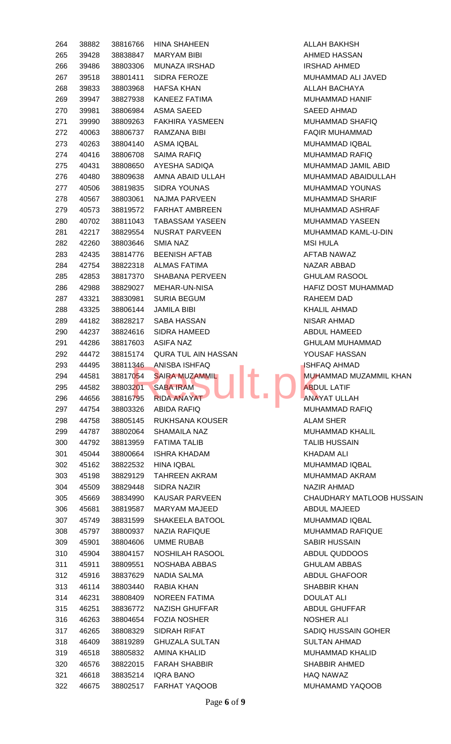| | | | | |
|---|---|---|---|---|
| 264 | 38882 | 38816766 | HINA SHAHEEN | ALLAH BAKHSH |
| 265 | 39428 | 38838847 | MARYAM BIBI | AHMED HASSAN |
| 266 | 39486 | 38803306 | MUNAZA IRSHAD | IRSHAD AHMED |
| 267 | 39518 | 38801411 | SIDRA FEROZE | MUHAMMAD ALI JAVED |
| 268 | 39833 | 38803968 | HAFSA KHAN | ALLAH BACHAYA |
| 269 | 39947 | 38827938 | KANEEZ FATIMA | MUHAMMAD HANIF |
| 270 | 39981 | 38806984 | ASMA SAEED | SAEED AHMAD |
| 271 | 39990 | 38809263 | FAKHIRA YASMEEN | MUHAMMAD SHAFIQ |
| 272 | 40063 | 38806737 | RAMZANA BIBI | FAQIR MUHAMMAD |
| 273 | 40263 | 38804140 | ASMA IQBAL | MUHAMMAD IQBAL |
| 274 | 40416 | 38806708 | SAIMA RAFIQ | MUHAMMAD RAFIQ |
| 275 | 40431 | 38808650 | AYESHA SADIQA | MUHAMMAD JAMIL ABID |
| 276 | 40480 | 38809638 | AMNA ABAID ULLAH | MUHAMMAD ABAIDULLAH |
| 277 | 40506 | 38819835 | SIDRA YOUNAS | MUHAMMAD YOUNAS |
| 278 | 40567 | 38803061 | NAJMA PARVEEN | MUHAMMAD SHARIF |
| 279 | 40573 | 38819572 | FARHAT AMBREEN | MUHAMMAD ASHRAF |
| 280 | 40702 | 38811043 | TABASSAM YASEEN | MUHAMMAD YASEEN |
| 281 | 42217 | 38829554 | NUSRAT PARVEEN | MUHAMMAD KAML-U-DIN |
| 282 | 42260 | 38803646 | SMIA NAZ | MSI HULA |
| 283 | 42435 | 38814776 | BEENISH AFTAB | AFTAB NAWAZ |
| 284 | 42754 | 38822318 | ALMAS FATIMA | NAZAR ABBAD |
| 285 | 42853 | 38817370 | SHABANA PERVEEN | GHULAM RASOOL |
| 286 | 42988 | 38829027 | MEHAR-UN-NISA | HAFIZ DOST MUHAMMAD |
| 287 | 43321 | 38830981 | SURIA BEGUM | RAHEEM DAD |
| 288 | 43325 | 38806144 | JAMILA BIBI | KHALIL AHMAD |
| 289 | 44182 | 38828217 | SABA HASSAN | NISAR AHMAD |
| 290 | 44237 | 38824616 | SIDRA HAMEED | ABDUL HAMEED |
| 291 | 44286 | 38817603 | ASIFA NAZ | GHULAM MUHAMMAD |
| 292 | 44472 | 38815174 | QURA TUL AIN HASSAN | YOUSAF HASSAN |
| 293 | 44495 | 38811346 | ANISBA ISHFAQ | ISHFAQ AHMAD |
| 294 | 44581 | 38817054 | SAIRA MUZAMMIL | MUHAMMAD MUZAMMIL KHAN |
| 295 | 44582 | 38803201 | SABA IRAM | ABDUL LATIF |
| 296 | 44656 | 38816795 | RIDA ANAYAT | ANAYAT ULLAH |
| 297 | 44754 | 38803326 | ABIDA RAFIQ | MUHAMMAD RAFIQ |
| 298 | 44758 | 38805145 | RUKHSANA KOUSER | ALAM SHER |
| 299 | 44787 | 38802064 | SHAMAILA NAZ | MUHAMMAD KHALIL |
| 300 | 44792 | 38813959 | FATIMA TALIB | TALIB HUSSAIN |
| 301 | 45044 | 38800664 | ISHRA KHADAM | KHADAM ALI |
| 302 | 45162 | 38822532 | HINA IQBAL | MUHAMMAD IQBAL |
| 303 | 45198 | 38829129 | TAHREEN AKRAM | MUHAMMAD AKRAM |
| 304 | 45509 | 38829448 | SIDRA NAZIR | NAZIR AHMAD |
| 305 | 45669 | 38834990 | KAUSAR PARVEEN | CHAUDHARY MATLOOB HUSSAIN |
| 306 | 45681 | 38819587 | MARYAM MAJEED | ABDUL MAJEED |
| 307 | 45749 | 38831599 | SHAKEELA BATOOL | MUHAMMAD IQBAL |
| 308 | 45797 | 38800937 | NAZIA RAFIQUE | MUHAMMAD RAFIQUE |
| 309 | 45901 | 38804606 | UMME RUBAB | SABIR HUSSAIN |
| 310 | 45904 | 38804157 | NOSHILAH RASOOL | ABDUL QUDDOOS |
| 311 | 45911 | 38809551 | NOSHABA ABBAS | GHULAM ABBAS |
| 312 | 45916 | 38837629 | NADIA SALMA | ABDUL GHAFOOR |
| 313 | 46114 | 38803440 | RABIA KHAN | SHABBIR KHAN |
| 314 | 46231 | 38808409 | NOREEN FATIMA | DOULAT ALI |
| 315 | 46251 | 38836772 | NAZISH GHUFFAR | ABDUL GHUFFAR |
| 316 | 46263 | 38804654 | FOZIA NOSHER | NOSHER ALI |
| 317 | 46265 | 38808329 | SIDRAH RIFAT | SADIQ HUSSAIN GOHER |
| 318 | 46409 | 38819289 | GHUZALA SULTAN | SULTAN AHMAD |
| 319 | 46518 | 38805832 | AMINA KHALID | MUHAMMAD KHALID |
| 320 | 46576 | 38822015 | FARAH SHABBIR | SHABBIR AHMED |
| 321 | 46618 | 38835214 | IQRA BANO | HAQ NAWAZ |
| 322 | 46675 | 38802517 | FARHAT YAQOOB | MUHAMAMD YAQOOB |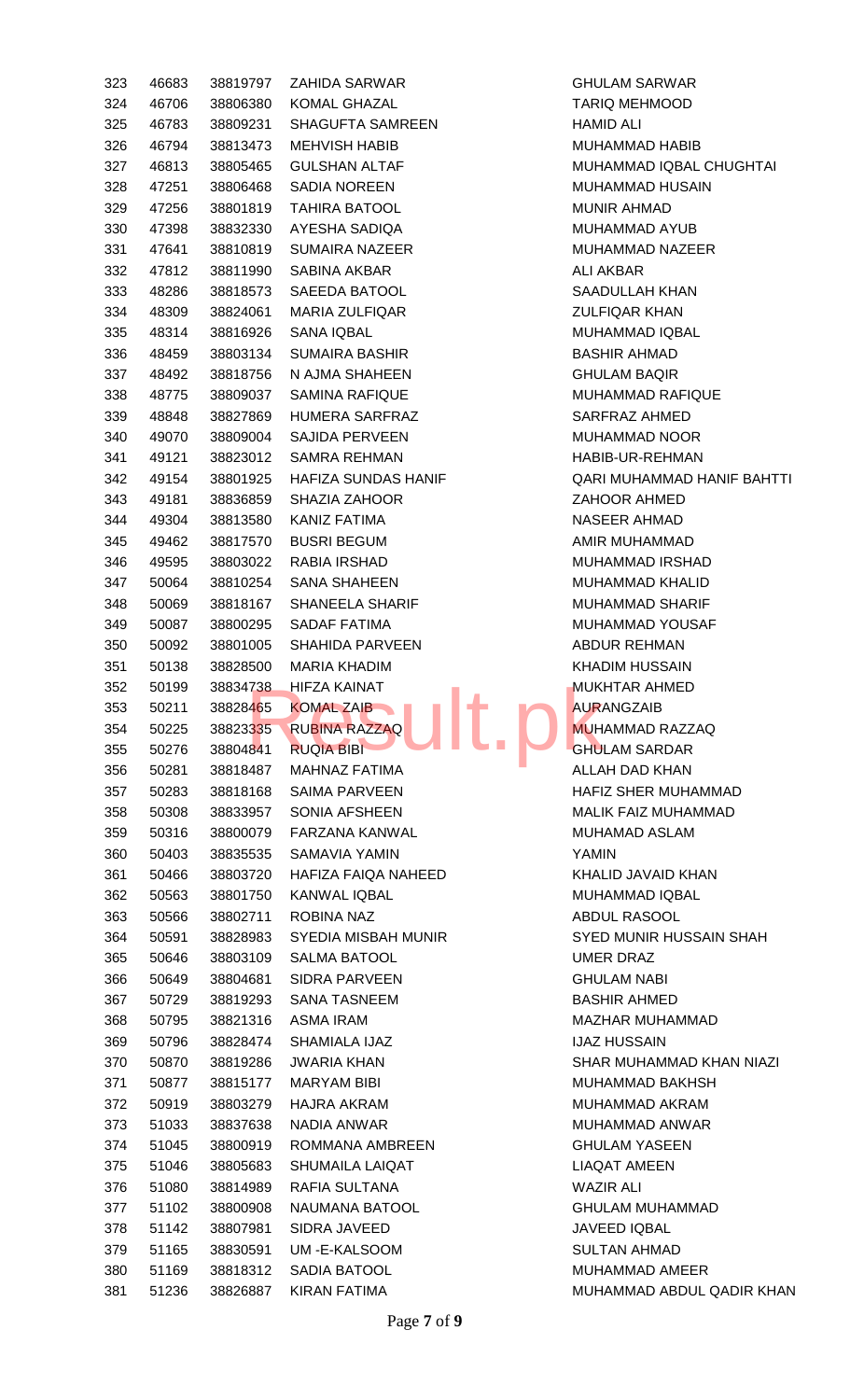| | | | | |
|---|---|---|---|---|
| 323 | 46683 | 38819797 | ZAHIDA SARWAR | GHULAM SARWAR |
| 324 | 46706 | 38806380 | KOMAL GHAZAL | TARIQ MEHMOOD |
| 325 | 46783 | 38809231 | SHAGUFTA SAMREEN | HAMID ALI |
| 326 | 46794 | 38813473 | MEHVISH HABIB | MUHAMMAD HABIB |
| 327 | 46813 | 38805465 | GULSHAN ALTAF | MUHAMMAD IQBAL CHUGHTAI |
| 328 | 47251 | 38806468 | SADIA NOREEN | MUHAMMAD HUSAIN |
| 329 | 47256 | 38801819 | TAHIRA BATOOL | MUNIR AHMAD |
| 330 | 47398 | 38832330 | AYESHA SADIQA | MUHAMMAD AYUB |
| 331 | 47641 | 38810819 | SUMAIRA NAZEER | MUHAMMAD NAZEER |
| 332 | 47812 | 38811990 | SABINA AKBAR | ALI AKBAR |
| 333 | 48286 | 38818573 | SAEEDA BATOOL | SAADULLAH KHAN |
| 334 | 48309 | 38824061 | MARIA ZULFIQAR | ZULFIQAR KHAN |
| 335 | 48314 | 38816926 | SANA IQBAL | MUHAMMAD IQBAL |
| 336 | 48459 | 38803134 | SUMAIRA BASHIR | BASHIR AHMAD |
| 337 | 48492 | 38818756 | N AJMA SHAHEEN | GHULAM BAQIR |
| 338 | 48775 | 38809037 | SAMINA RAFIQUE | MUHAMMAD RAFIQUE |
| 339 | 48848 | 38827869 | HUMERA SARFRAZ | SARFRAZ AHMED |
| 340 | 49070 | 38809004 | SAJIDA PERVEEN | MUHAMMAD NOOR |
| 341 | 49121 | 38823012 | SAMRA REHMAN | HABIB-UR-REHMAN |
| 342 | 49154 | 38801925 | HAFIZA SUNDAS HANIF | QARI MUHAMMAD HANIF BAHTTI |
| 343 | 49181 | 38836859 | SHAZIA ZAHOOR | ZAHOOR AHMED |
| 344 | 49304 | 38813580 | KANIZ FATIMA | NASEER AHMAD |
| 345 | 49462 | 38817570 | BUSRI BEGUM | AMIR MUHAMMAD |
| 346 | 49595 | 38803022 | RABIA IRSHAD | MUHAMMAD IRSHAD |
| 347 | 50064 | 38810254 | SANA SHAHEEN | MUHAMMAD KHALID |
| 348 | 50069 | 38818167 | SHANEELA SHARIF | MUHAMMAD SHARIF |
| 349 | 50087 | 38800295 | SADAF FATIMA | MUHAMMAD YOUSAF |
| 350 | 50092 | 38801005 | SHAHIDA PARVEEN | ABDUR REHMAN |
| 351 | 50138 | 38828500 | MARIA KHADIM | KHADIM HUSSAIN |
| 352 | 50199 | 38834738 | HIFZA KAINAT | MUKHTAR AHMED |
| 353 | 50211 | 38828465 | KOMAL ZAIB | AURANGZAIB |
| 354 | 50225 | 38823335 | RUBINA RAZZAQ | MUHAMMAD RAZZAQ |
| 355 | 50276 | 38804841 | RUQIA BIBI | GHULAM SARDAR |
| 356 | 50281 | 38818487 | MAHNAZ FATIMA | ALLAH DAD KHAN |
| 357 | 50283 | 38818168 | SAIMA PARVEEN | HAFIZ SHER MUHAMMAD |
| 358 | 50308 | 38833957 | SONIA AFSHEEN | MALIK FAIZ MUHAMMAD |
| 359 | 50316 | 38800079 | FARZANA KANWAL | MUHAMAD ASLAM |
| 360 | 50403 | 38835535 | SAMAVIA YAMIN | YAMIN |
| 361 | 50466 | 38803720 | HAFIZA FAIQA NAHEED | KHALID JAVAID KHAN |
| 362 | 50563 | 38801750 | KANWAL IQBAL | MUHAMMAD IQBAL |
| 363 | 50566 | 38802711 | ROBINA NAZ | ABDUL RASOOL |
| 364 | 50591 | 38828983 | SYEDIA MISBAH MUNIR | SYED MUNIR HUSSAIN SHAH |
| 365 | 50646 | 38803109 | SALMA BATOOL | UMER DRAZ |
| 366 | 50649 | 38804681 | SIDRA PARVEEN | GHULAM NABI |
| 367 | 50729 | 38819293 | SANA TASNEEM | BASHIR AHMED |
| 368 | 50795 | 38821316 | ASMA IRAM | MAZHAR MUHAMMAD |
| 369 | 50796 | 38828474 | SHAMIALA IJAZ | IJAZ HUSSAIN |
| 370 | 50870 | 38819286 | JWARIA KHAN | SHAR MUHAMMAD KHAN NIAZI |
| 371 | 50877 | 38815177 | MARYAM BIBI | MUHAMMAD BAKHSH |
| 372 | 50919 | 38803279 | HAJRA AKRAM | MUHAMMAD AKRAM |
| 373 | 51033 | 38837638 | NADIA ANWAR | MUHAMMAD ANWAR |
| 374 | 51045 | 38800919 | ROMMANA AMBREEN | GHULAM YASEEN |
| 375 | 51046 | 38805683 | SHUMAILA LAIQAT | LIAQAT AMEEN |
| 376 | 51080 | 38814989 | RAFIA SULTANA | WAZIR ALI |
| 377 | 51102 | 38800908 | NAUMANA BATOOL | GHULAM MUHAMMAD |
| 378 | 51142 | 38807981 | SIDRA JAVEED | JAVEED IQBAL |
| 379 | 51165 | 38830591 | UM -E-KALSOOM | SULTAN AHMAD |
| 380 | 51169 | 38818312 | SADIA BATOOL | MUHAMMAD AMEER |
| 381 | 51236 | 38826887 | KIRAN FATIMA | MUHAMMAD ABDUL QADIR KHAN |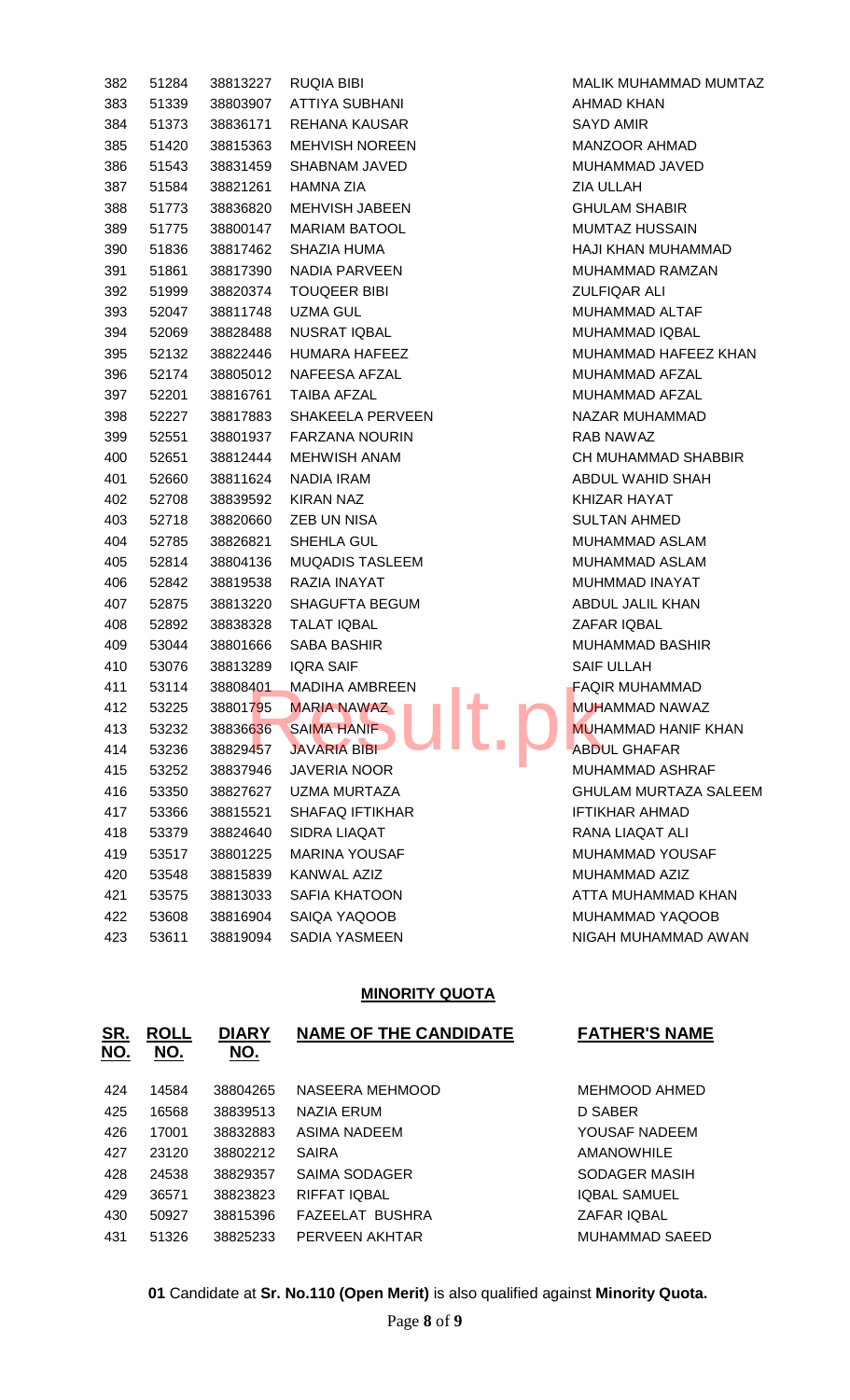| SR. NO. | ROLL NO. | DIARY NO. | NAME OF THE CANDIDATE | FATHER'S NAME |
|---|---|---|---|---|
| 382 | 51284 | 38813227 | RUQIA BIBI | MALIK MUHAMMAD MUMTAZ |
| 383 | 51339 | 38803907 | ATTIYA SUBHANI | AHMAD KHAN |
| 384 | 51373 | 38836171 | REHANA KAUSAR | SAYD AMIR |
| 385 | 51420 | 38815363 | MEHVISH NOREEN | MANZOOR AHMAD |
| 386 | 51543 | 38831459 | SHABNAM JAVED | MUHAMMAD JAVED |
| 387 | 51584 | 38821261 | HAMNA ZIA | ZIA ULLAH |
| 388 | 51773 | 38836820 | MEHVISH JABEEN | GHULAM SHABIR |
| 389 | 51775 | 38800147 | MARIAM BATOOL | MUMTAZ HUSSAIN |
| 390 | 51836 | 38817462 | SHAZIA HUMA | HAJI KHAN MUHAMMAD |
| 391 | 51861 | 38817390 | NADIA PARVEEN | MUHAMMAD RAMZAN |
| 392 | 51999 | 38820374 | TOUQEER BIBI | ZULFIQAR ALI |
| 393 | 52047 | 38811748 | UZMA GUL | MUHAMMAD ALTAF |
| 394 | 52069 | 38828488 | NUSRAT IQBAL | MUHAMMAD IQBAL |
| 395 | 52132 | 38822446 | HUMARA HAFEEZ | MUHAMMAD HAFEEZ KHAN |
| 396 | 52174 | 38805012 | NAFEESA AFZAL | MUHAMMAD AFZAL |
| 397 | 52201 | 38816761 | TAIBA AFZAL | MUHAMMAD AFZAL |
| 398 | 52227 | 38817883 | SHAKEELA PERVEEN | NAZAR MUHAMMAD |
| 399 | 52551 | 38801937 | FARZANA NOURIN | RAB NAWAZ |
| 400 | 52651 | 38812444 | MEHWISH ANAM | CH MUHAMMAD SHABBIR |
| 401 | 52660 | 38811624 | NADIA IRAM | ABDUL WAHID SHAH |
| 402 | 52708 | 38839592 | KIRAN NAZ | KHIZAR HAYAT |
| 403 | 52718 | 38820660 | ZEB UN NISA | SULTAN AHMED |
| 404 | 52785 | 38826821 | SHEHLA GUL | MUHAMMAD ASLAM |
| 405 | 52814 | 38804136 | MUQADIS TASLEEM | MUHAMMAD ASLAM |
| 406 | 52842 | 38819538 | RAZIA INAYAT | MUHMMAD INAYAT |
| 407 | 52875 | 38813220 | SHAGUFTA BEGUM | ABDUL JALIL KHAN |
| 408 | 52892 | 38838328 | TALAT IQBAL | ZAFAR IQBAL |
| 409 | 53044 | 38801666 | SABA BASHIR | MUHAMMAD BASHIR |
| 410 | 53076 | 38813289 | IQRA SAIF | SAIF ULLAH |
| 411 | 53114 | 38808401 | MADIHA AMBREEN | FAQIR MUHAMMAD |
| 412 | 53225 | 38801795 | MARIA NAWAZ | MUHAMMAD NAWAZ |
| 413 | 53232 | 38836636 | SAIMA HANIF | MUHAMMAD HANIF KHAN |
| 414 | 53236 | 38829457 | JAVARIA BIBI | ABDUL GHAFAR |
| 415 | 53252 | 38837946 | JAVERIA NOOR | MUHAMMAD ASHRAF |
| 416 | 53350 | 38827627 | UZMA MURTAZA | GHULAM MURTAZA SALEEM |
| 417 | 53366 | 38815521 | SHAFAQ IFTIKHAR | IFTIKHAR AHMAD |
| 418 | 53379 | 38824640 | SIDRA LIAQAT | RANA LIAQAT ALI |
| 419 | 53517 | 38801225 | MARINA YOUSAF | MUHAMMAD YOUSAF |
| 420 | 53548 | 38815839 | KANWAL AZIZ | MUHAMMAD AZIZ |
| 421 | 53575 | 38813033 | SAFIA KHATOON | ATTA MUHAMMAD KHAN |
| 422 | 53608 | 38816904 | SAIQA YAQOOB | MUHAMMAD YAQOOB |
| 423 | 53611 | 38819094 | SADIA YASMEEN | NIGAH MUHAMMAD AWAN |

**MINORITY QUOTA**

| SR. NO. | ROLL NO. | DIARY NO. | NAME OF THE CANDIDATE | FATHER'S NAME |
|---|---|---|---|---|
| 424 | 14584 | 38804265 | NASEERA MEHMOOD | MEHMOOD AHMED |
| 425 | 16568 | 38839513 | NAZIA ERUM | D SABER |
| 426 | 17001 | 38832883 | ASIMA NADEEM | YOUSAF NADEEM |
| 427 | 23120 | 38802212 | SAIRA | AMANOWHILE |
| 428 | 24538 | 38829357 | SAIMA SODAGER | SODAGER MASIH |
| 429 | 36571 | 38823823 | RIFFAT IQBAL | IQBAL SAMUEL |
| 430 | 50927 | 38815396 | FAZEELAT BUSHRA | ZAFAR IQBAL |
| 431 | 51326 | 38825233 | PERVEEN AKHTAR | MUHAMMAD SAEED |

**01** Candidate at **Sr. No.110 (Open Merit)** is also qualified against **Minority Quota.**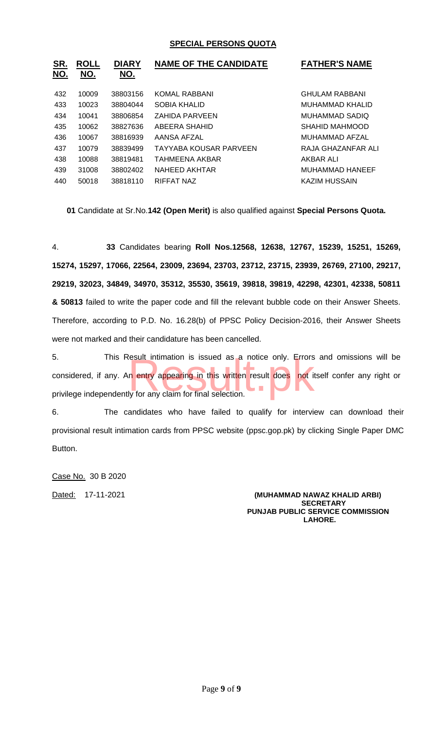## SPECIAL PERSONS QUOTA

| SR. NO. | ROLL NO. | DIARY NO. | NAME OF THE CANDIDATE | FATHER'S NAME |
|---|---|---|---|---|
| 432 | 10009 | 38803156 | KOMAL RABBANI | GHULAM RABBANI |
| 433 | 10023 | 38804044 | SOBIA KHALID | MUHAMMAD KHALID |
| 434 | 10041 | 38806854 | ZAHIDA PARVEEN | MUHAMMAD SADIQ |
| 435 | 10062 | 38827636 | ABEERA SHAHID | SHAHID MAHMOOD |
| 436 | 10067 | 38816939 | AANSA AFZAL | MUHAMMAD AFZAL |
| 437 | 10079 | 38839499 | TAYYABA KOUSAR PARVEEN | RAJA GHAZANFAR ALI |
| 438 | 10088 | 38819481 | TAHMEENA AKBAR | AKBAR ALI |
| 439 | 31008 | 38802402 | NAHEED AKHTAR | MUHAMMAD HANEEF |
| 440 | 50018 | 38818110 | RIFFAT NAZ | KAZIM HUSSAIN |

**01** Candidate at Sr.No.**142 (Open Merit)** is also qualified against **Special Persons Quota.**

4. **33** Candidates bearing **Roll Nos.12568, 12638, 12767, 15239, 15251, 15269, 15274, 15297, 17066, 22564, 23009, 23694, 23703, 23712, 23715, 23939, 26769, 27100, 29217, 29219, 32023, 34849, 34970, 35312, 35530, 35619, 39818, 39819, 42298, 42301, 42338, 50811 & 50813** failed to write the paper code and fill the relevant bubble code on their Answer Sheets. Therefore, according to P.D. No. 16.28(b) of PPSC Policy Decision-2016, their Answer Sheets were not marked and their candidature has been cancelled.

5. This Result intimation is issued as a notice only. Errors and omissions will be considered, if any. An entry appearing in this written result does not itself confer any right or privilege independently for any claim for final selection.

6. The candidates who have failed to qualify for interview can download their provisional result intimation cards from PPSC website (ppsc.gop.pk) by clicking Single Paper DMC Button.

Case No. 30 B 2020

Dated: 17-11-2021

**(MUHAMMAD NAWAZ KHALID ARBI)**
**SECRETARY**
**PUNJAB PUBLIC SERVICE COMMISSION**
**LAHORE.**